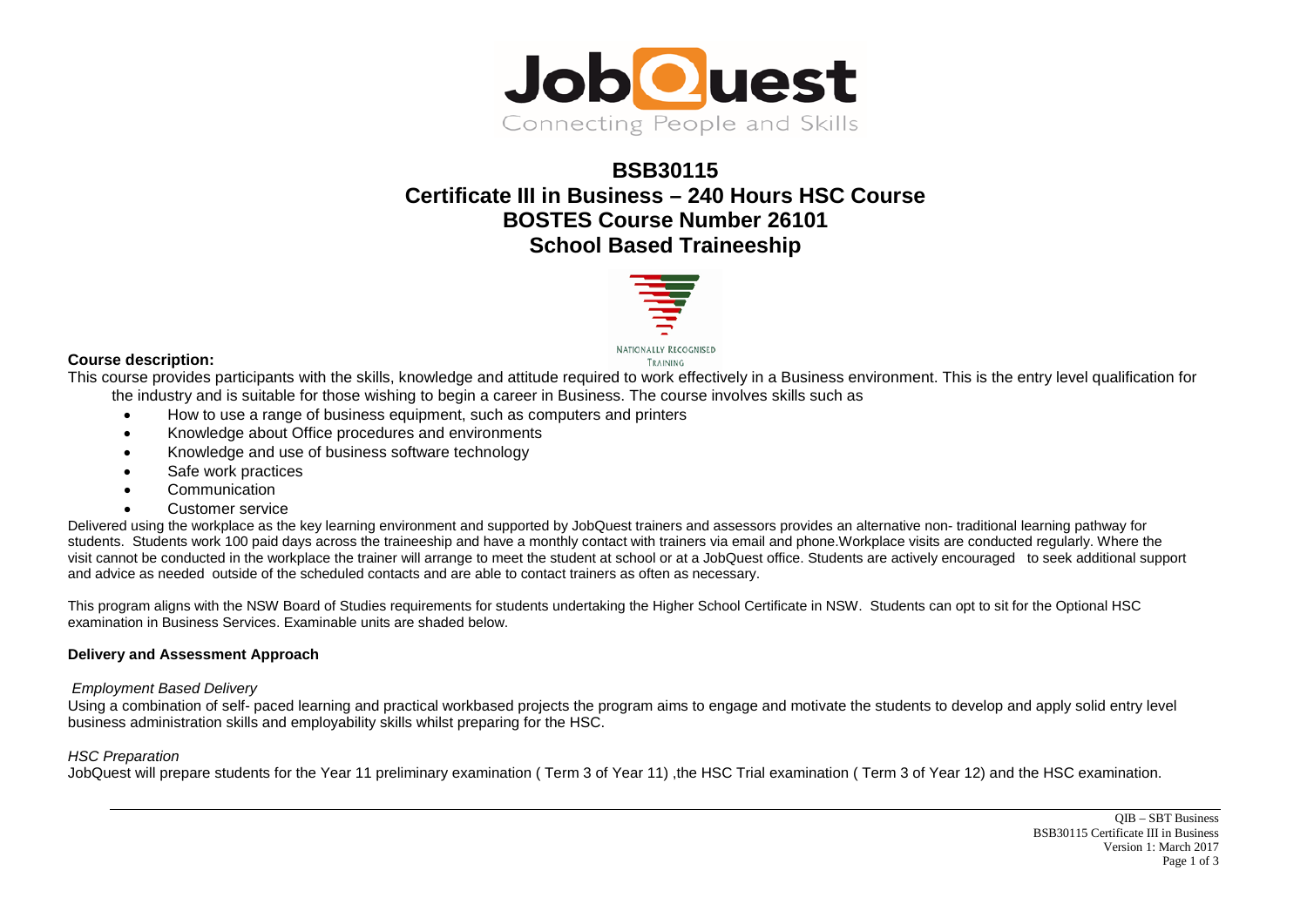# BSB30115
# Certificate III in Business – 240 Hours HSC Course
# BOSTES Course Number 26101
# School Based Traineeship

**Course description:**

This course provides participants with the skills, knowledge and attitude required to work effectively in a Business environment. This is the entry level qualification for the industry and is suitable for those wishing to begin a career in Business. The course involves skills such as

- How to use a range of business equipment, such as computers and printers
- Knowledge about Office procedures and environments
- Knowledge and use of business software technology
- Safe work practices
- Communication
- Customer service

Delivered using the workplace as the key learning environment and supported by JobQuest trainers and assessors provides an alternative non- traditional learning pathway for students. Students work 100 paid days across the traineeship and have a monthly contact with trainers via email and phone.Workplace visits are conducted regularly. Where the visit cannot be conducted in the workplace the trainer will arrange to meet the student at school or at a JobQuest office. Students are actively encouraged to seek additional support and advice as needed outside of the scheduled contacts and are able to contact trainers as often as necessary.

This program aligns with the NSW Board of Studies requirements for students undertaking the Higher School Certificate in NSW. Students can opt to sit for the Optional HSC examination in Business Services. Examinable units are shaded below.

**Delivery and Assessment Approach**

*Employment Based Delivery*

Using a combination of self- paced learning and practical workbased projects the program aims to engage and motivate the students to develop and apply solid entry level business administration skills and employability skills whilst preparing for the HSC.

*HSC Preparation*

JobQuest will prepare students for the Year 11 preliminary examination ( Term 3 of Year 11) ,the HSC Trial examination ( Term 3 of Year 12) and the HSC examination.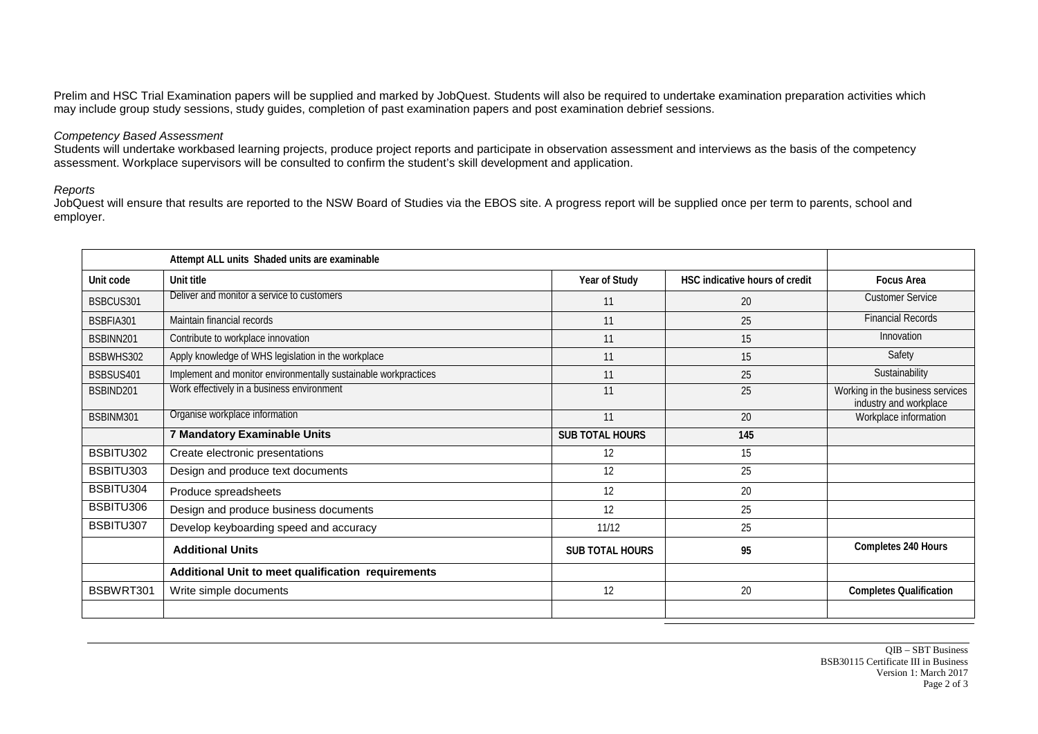Prelim and HSC Trial Examination papers will be supplied and marked by JobQuest. Students will also be required to undertake examination preparation activities which may include group study sessions, study guides, completion of past examination papers and post examination debrief sessions.

*Competency Based Assessment*

Students will undertake workbased learning projects, produce project reports and participate in observation assessment and interviews as the basis of the competency assessment. Workplace supervisors will be consulted to confirm the student's skill development and application.

*Reports*

JobQuest will ensure that results are reported to the NSW Board of Studies via the EBOS site. A progress report will be supplied once per term to parents, school and employer.

| | Attempt ALL units Shaded units are examinable | | | |
|---|---|---|---|---|
| Unit code | Unit title | Year of Study | HSC indicative hours of credit | Focus Area |
| BSBCUS301 | Deliver and monitor a service to customers | 11 | 20 | Customer Service |
| BSBFIA301 | Maintain financial records | 11 | 25 | Financial Records |
| BSBINN201 | Contribute to workplace innovation | 11 | 15 | Innovation |
| BSBWHS302 | Apply knowledge of WHS legislation in the workplace | 11 | 15 | Safety |
| BSBSUS401 | Implement and monitor environmentally sustainable workpractices | 11 | 25 | Sustainability |
| BSBIND201 | Work effectively in a business environment | 11 | 25 | Working in the business services industry and workplace |
| BSBINM301 | Organise workplace information | 11 | 20 | Workplace information |
| | **7 Mandatory Examinable Units** | **SUB TOTAL HOURS** | **145** | |
| BSBITU302 | Create electronic presentations | 12 | 15 | |
| BSBITU303 | Design and produce text documents | 12 | 25 | |
| BSBITU304 | Produce spreadsheets | 12 | 20 | |
| BSBITU306 | Design and produce business documents | 12 | 25 | |
| BSBITU307 | Develop keyboarding speed and accuracy | 11/12 | 25 | |
| | **Additional Units** | **SUB TOTAL HOURS** | **95** | **Completes 240 Hours** |
| | **Additional Unit to meet qualification requirements** | | | |
| BSBWRT301 | Write simple documents | 12 | 20 | **Completes Qualification** |
| | | | | |

QIB – SBT Business
BSB30115 Certificate III in Business
Version 1: March 2017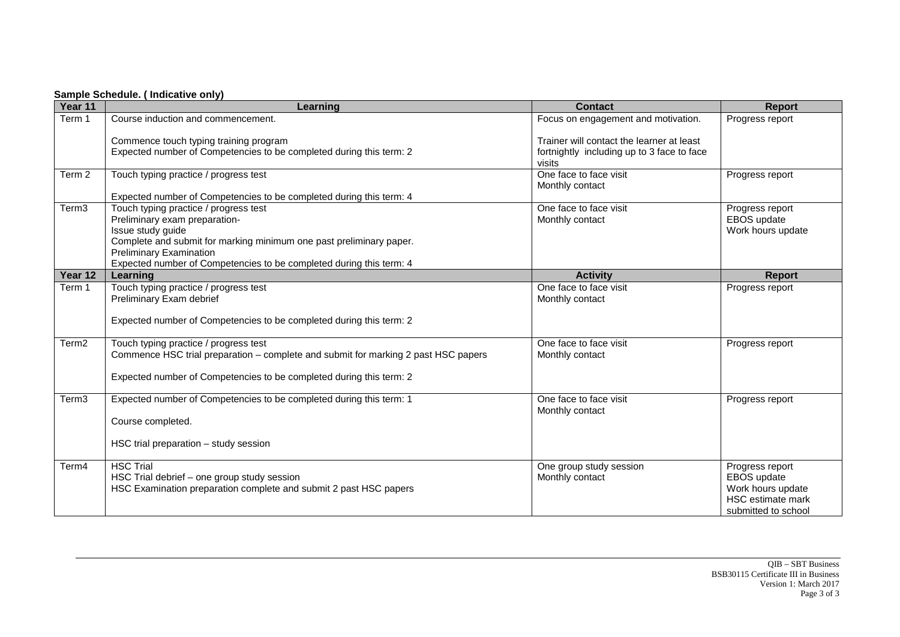**Sample Schedule. ( Indicative only)**

| Year 11 | Learning | Contact | Report |
|---|---|---|---|
| Term 1 | Course induction and commencement.<br><br>Commence touch typing training program<br>Expected number of Competencies to be completed during this term: 2 | Focus on engagement and motivation.<br><br>Trainer will contact the learner at least fortnightly including up to 3 face to face visits | Progress report |
| Term 2 | Touch typing practice / progress test<br><br>Expected number of Competencies to be completed during this term: 4 | One face to face visit<br>Monthly contact | Progress report |
| Term3 | Touch typing practice / progress test<br>Preliminary exam preparation-<br>Issue study guide<br>Complete and submit for marking minimum one past preliminary paper.<br>Preliminary Examination<br>Expected number of Competencies to be completed during this term: 4 | One face to face visit<br>Monthly contact | Progress report<br>EBOS update<br>Work hours update |
| **Year 12** | **Learning** | **Activity** | **Report** |
| Term 1 | Touch typing practice / progress test<br>Preliminary Exam debrief<br><br>Expected number of Competencies to be completed during this term: 2 | One face to face visit<br>Monthly contact | Progress report |
| Term2 | Touch typing practice / progress test<br>Commence HSC trial preparation – complete and submit for marking 2 past HSC papers<br><br>Expected number of Competencies to be completed during this term: 2 | One face to face visit<br>Monthly contact | Progress report |
| Term3 | Expected number of Competencies to be completed during this term: 1<br><br>Course completed.<br><br>HSC trial preparation – study session | One face to face visit<br>Monthly contact | Progress report |
| Term4 | HSC Trial<br>HSC Trial debrief – one group study session<br>HSC Examination preparation complete and submit 2 past HSC papers | One group study session<br>Monthly contact | Progress report<br>EBOS update<br>Work hours update<br>HSC estimate mark submitted to school |